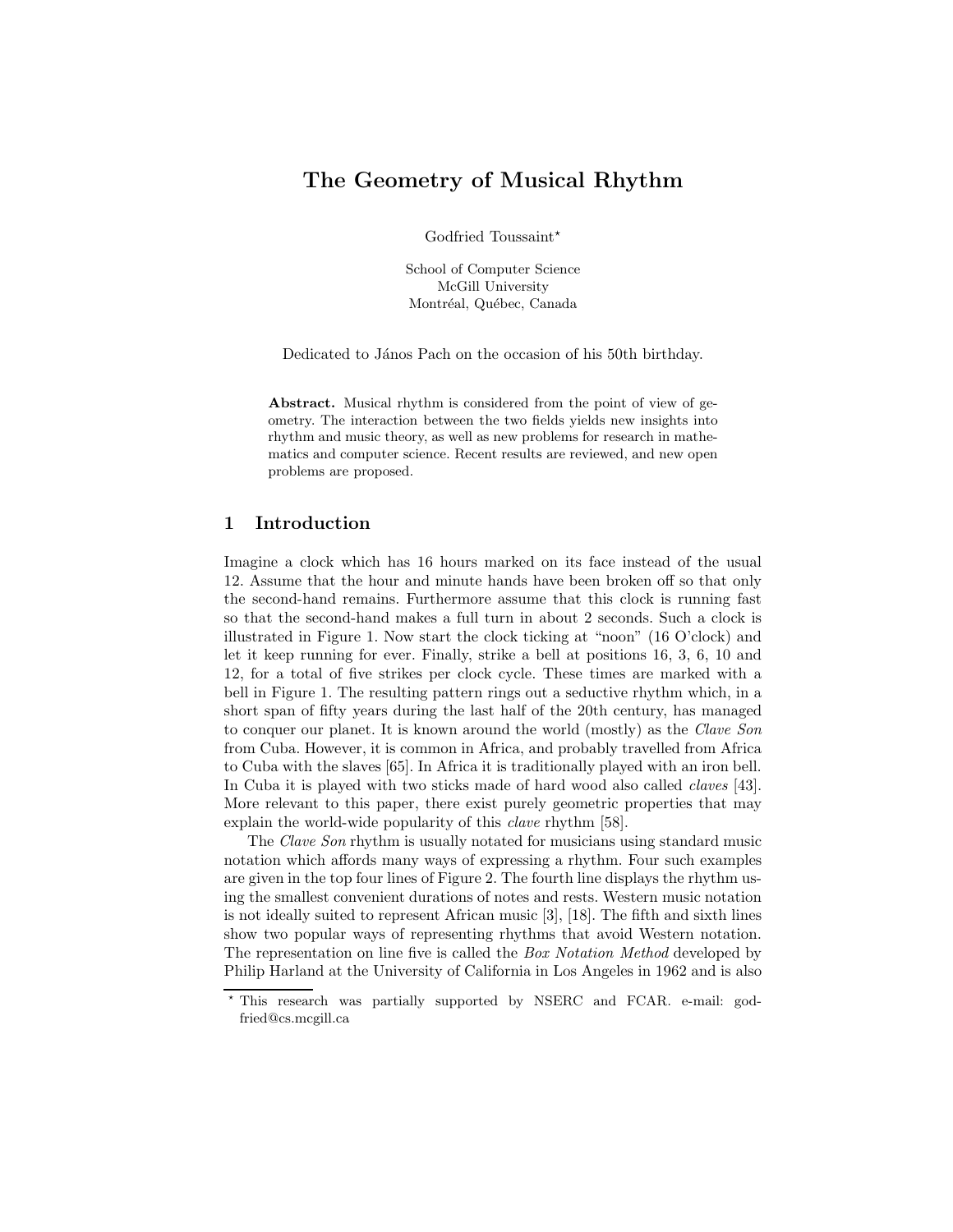# The Geometry of Musical Rhythm

Godfried Toussaint*

School of Computer Science
McGill University
Montréal, Québec, Canada

Dedicated to János Pach on the occasion of his 50th birthday.

**Abstract.** Musical rhythm is considered from the point of view of geometry. The interaction between the two fields yields new insights into rhythm and music theory, as well as new problems for research in mathematics and computer science. Recent results are reviewed, and new open problems are proposed.

## 1 Introduction

Imagine a clock which has 16 hours marked on its face instead of the usual 12. Assume that the hour and minute hands have been broken off so that only the second-hand remains. Furthermore assume that this clock is running fast so that the second-hand makes a full turn in about 2 seconds. Such a clock is illustrated in Figure 1. Now start the clock ticking at "noon" (16 O'clock) and let it keep running for ever. Finally, strike a bell at positions 16, 3, 6, 10 and 12, for a total of five strikes per clock cycle. These times are marked with a bell in Figure 1. The resulting pattern rings out a seductive rhythm which, in a short span of fifty years during the last half of the 20th century, has managed to conquer our planet. It is known around the world (mostly) as the *Clave Son* from Cuba. However, it is common in Africa, and probably travelled from Africa to Cuba with the slaves [65]. In Africa it is traditionally played with an iron bell. In Cuba it is played with two sticks made of hard wood also called *claves* [43]. More relevant to this paper, there exist purely geometric properties that may explain the world-wide popularity of this *clave* rhythm [58].

The *Clave Son* rhythm is usually notated for musicians using standard music notation which affords many ways of expressing a rhythm. Four such examples are given in the top four lines of Figure 2. The fourth line displays the rhythm using the smallest convenient durations of notes and rests. Western music notation is not ideally suited to represent African music [3], [18]. The fifth and sixth lines show two popular ways of representing rhythms that avoid Western notation. The representation on line five is called the *Box Notation Method* developed by Philip Harland at the University of California in Los Angeles in 1962 and is also

---

* This research was partially supported by NSERC and FCAR. e-mail: godfried@cs.mcgill.ca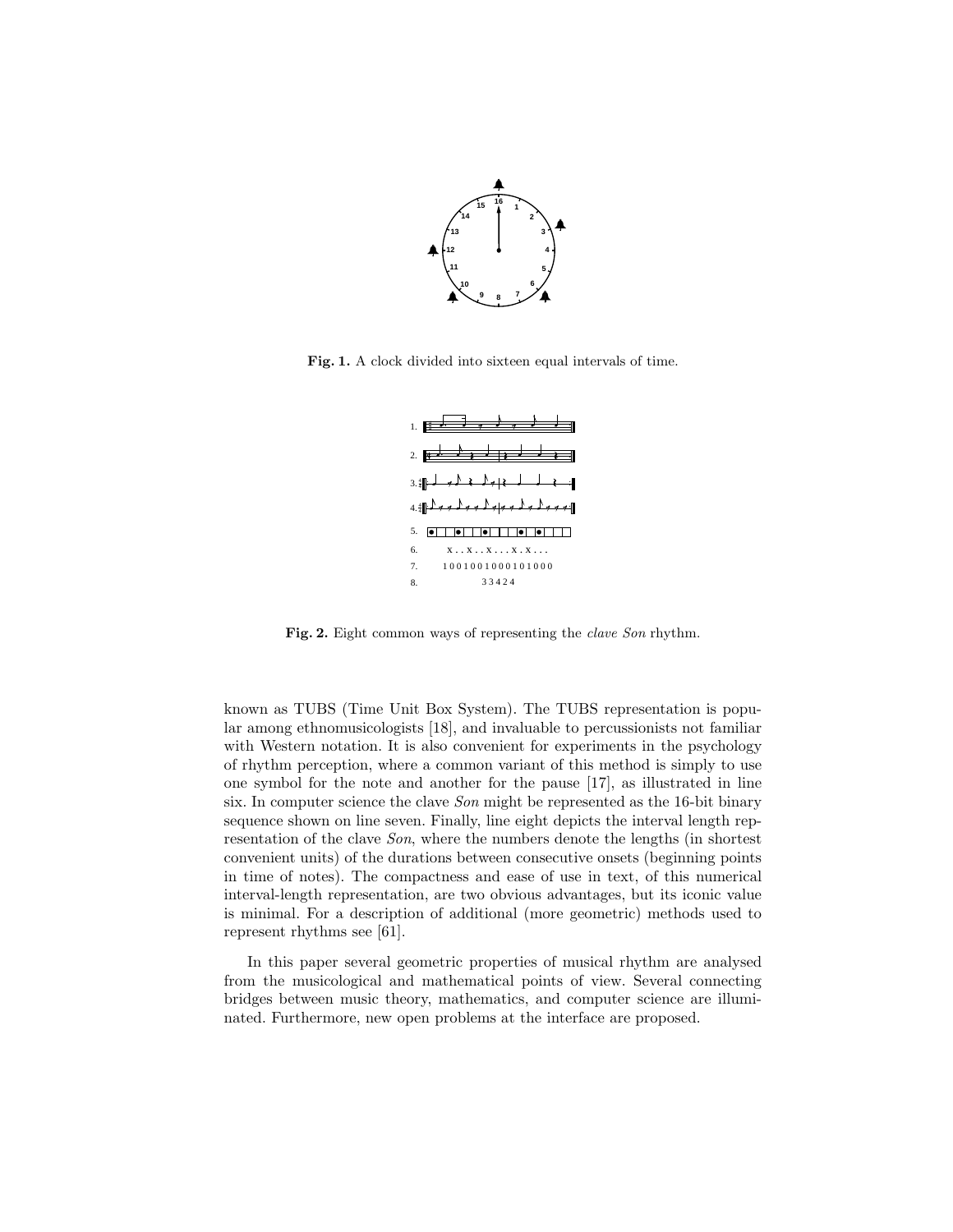Fig. 1. A clock divided into sixteen equal intervals of time.

5.

6. x . . x . . x . . . x . x . . .

7. 1 0 0 1 0 0 1 0 0 0 1 0 1 0 0 0

8. 3 3 4 2 4

Fig. 2. Eight common ways of representing the *clave Son* rhythm.

known as TUBS (Time Unit Box System). The TUBS representation is popular among ethnomusicologists [18], and invaluable to percussionists not familiar with Western notation. It is also convenient for experiments in the psychology of rhythm perception, where a common variant of this method is simply to use one symbol for the note and another for the pause [17], as illustrated in line six. In computer science the clave *Son* might be represented as the 16-bit binary sequence shown on line seven. Finally, line eight depicts the interval length representation of the clave *Son*, where the numbers denote the lengths (in shortest convenient units) of the durations between consecutive onsets (beginning points in time of notes). The compactness and ease of use in text, of this numerical interval-length representation, are two obvious advantages, but its iconic value is minimal. For a description of additional (more geometric) methods used to represent rhythms see [61].

In this paper several geometric properties of musical rhythm are analysed from the musicological and mathematical points of view. Several connecting bridges between music theory, mathematics, and computer science are illuminated. Furthermore, new open problems at the interface are proposed.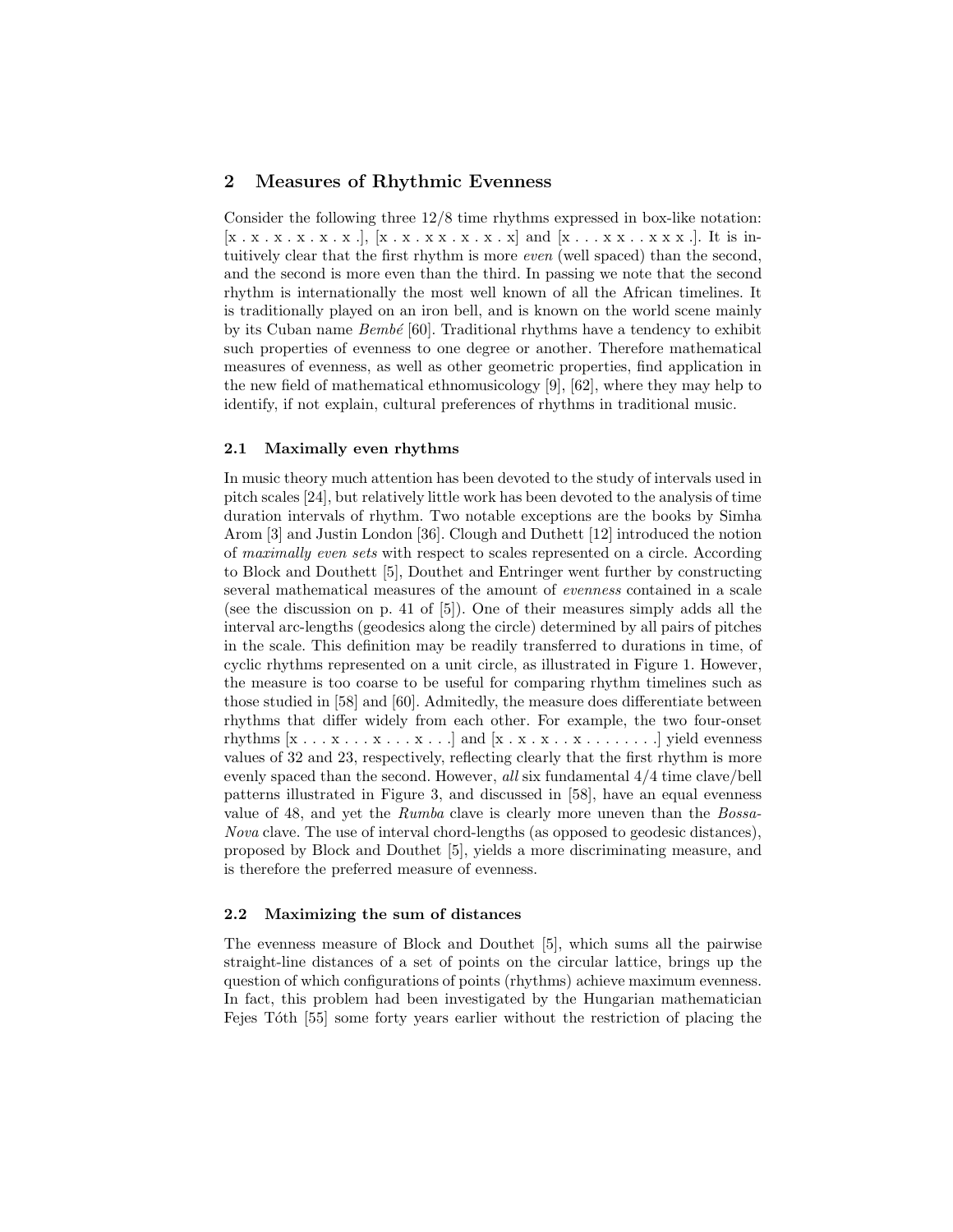## 2 Measures of Rhythmic Evenness

Consider the following three 12/8 time rhythms expressed in box-like notation: [x . x . x . x . x . x .], [x . x . x x . x . x . x] and [x . . . x x . . x x x .]. It is intuitively clear that the first rhythm is more *even* (well spaced) than the second, and the second is more even than the third. In passing we note that the second rhythm is internationally the most well known of all the African timelines. It is traditionally played on an iron bell, and is known on the world scene mainly by its Cuban name *Bembé* [60]. Traditional rhythms have a tendency to exhibit such properties of evenness to one degree or another. Therefore mathematical measures of evenness, as well as other geometric properties, find application in the new field of mathematical ethnomusicology [9], [62], where they may help to identify, if not explain, cultural preferences of rhythms in traditional music.

### 2.1 Maximally even rhythms

In music theory much attention has been devoted to the study of intervals used in pitch scales [24], but relatively little work has been devoted to the analysis of time duration intervals of rhythm. Two notable exceptions are the books by Simha Arom [3] and Justin London [36]. Clough and Duthett [12] introduced the notion of *maximally even sets* with respect to scales represented on a circle. According to Block and Douthett [5], Douthet and Entringer went further by constructing several mathematical measures of the amount of *evenness* contained in a scale (see the discussion on p. 41 of [5]). One of their measures simply adds all the interval arc-lengths (geodesics along the circle) determined by all pairs of pitches in the scale. This definition may be readily transferred to durations in time, of cyclic rhythms represented on a unit circle, as illustrated in Figure 1. However, the measure is too coarse to be useful for comparing rhythm timelines such as those studied in [58] and [60]. Admitedly, the measure does differentiate between rhythms that differ widely from each other. For example, the two four-onset rhythms [x . . . x . . . x . . . x . . .] and [x . x . x . . x . . . . . . . .] yield evenness values of 32 and 23, respectively, reflecting clearly that the first rhythm is more evenly spaced than the second. However, *all* six fundamental 4/4 time clave/bell patterns illustrated in Figure 3, and discussed in [58], have an equal evenness value of 48, and yet the *Rumba* clave is clearly more uneven than the *Bossa-Nova* clave. The use of interval chord-lengths (as opposed to geodesic distances), proposed by Block and Douthet [5], yields a more discriminating measure, and is therefore the preferred measure of evenness.

### 2.2 Maximizing the sum of distances

The evenness measure of Block and Douthet [5], which sums all the pairwise straight-line distances of a set of points on the circular lattice, brings up the question of which configurations of points (rhythms) achieve maximum evenness. In fact, this problem had been investigated by the Hungarian mathematician Fejes Tóth [55] some forty years earlier without the restriction of placing the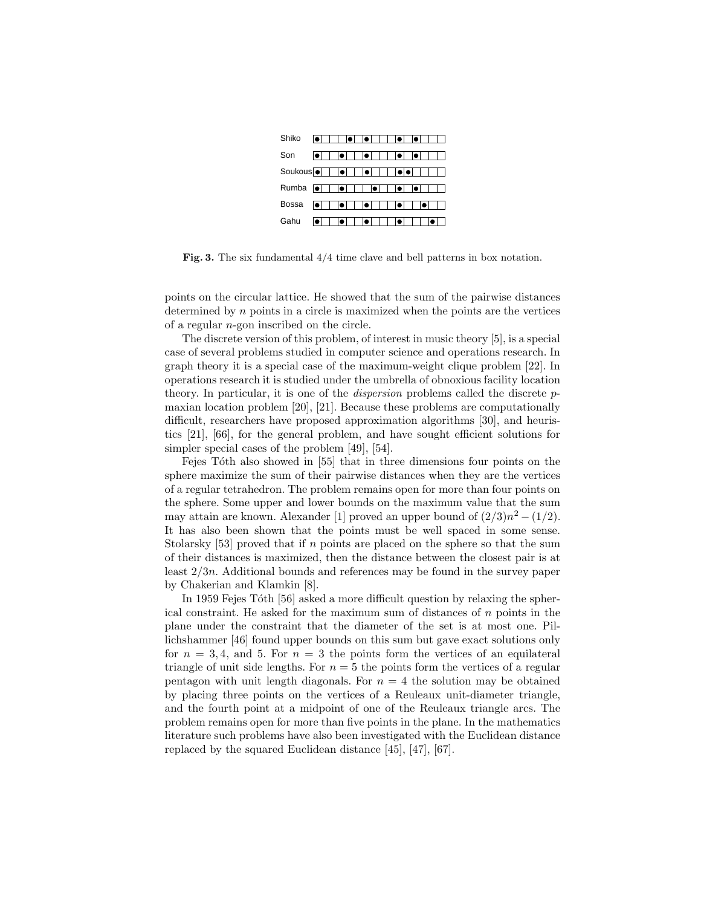| | | | | | | | | | | | | | | | | |
|---|---|---|---|---|---|---|---|---|---|---|---|---|---|---|---|---|
| Shiko | ● | | | | ● | | ● | | | | ● | | ● | | | |
| Son | ● | | | ● | | | ● | | | | ● | | ● | | | |
| Soukous | ● | | | ● | | | ● | | | | ● | ● | | | | |
| Rumba | ● | | | ● | | | | ● | | | ● | | ● | | | |
| Bossa | ● | | | ● | | | ● | | | | ● | | | ● | | |
| Gahu | ● | | | ● | | | ● | | | | ● | | | | ● | |

**Fig. 3.** The six fundamental 4/4 time clave and bell patterns in box notation.

points on the circular lattice. He showed that the sum of the pairwise distances determined by $n$ points in a circle is maximized when the points are the vertices of a regular $n$-gon inscribed on the circle.

The discrete version of this problem, of interest in music theory [5], is a special case of several problems studied in computer science and operations research. In graph theory it is a special case of the maximum-weight clique problem [22]. In operations research it is studied under the umbrella of obnoxious facility location theory. In particular, it is one of the *dispersion* problems called the discrete $p$-maxian location problem [20], [21]. Because these problems are computationally difficult, researchers have proposed approximation algorithms [30], and heuristics [21], [66], for the general problem, and have sought efficient solutions for simpler special cases of the problem [49], [54].

Fejes Tóth also showed in [55] that in three dimensions four points on the sphere maximize the sum of their pairwise distances when they are the vertices of a regular tetrahedron. The problem remains open for more than four points on the sphere. Some upper and lower bounds on the maximum value that the sum may attain are known. Alexander [1] proved an upper bound of $(2/3)n^2 - (1/2)$. It has also been shown that the points must be well spaced in some sense. Stolarsky [53] proved that if $n$ points are placed on the sphere so that the sum of their distances is maximized, then the distance between the closest pair is at least $2/3n$. Additional bounds and references may be found in the survey paper by Chakerian and Klamkin [8].

In 1959 Fejes Tóth [56] asked a more difficult question by relaxing the spherical constraint. He asked for the maximum sum of distances of $n$ points in the plane under the constraint that the diameter of the set is at most one. Pillichshammer [46] found upper bounds on this sum but gave exact solutions only for $n = 3, 4$, and 5. For $n = 3$ the points form the vertices of an equilateral triangle of unit side lengths. For $n = 5$ the points form the vertices of a regular pentagon with unit length diagonals. For $n = 4$ the solution may be obtained by placing three points on the vertices of a Reuleaux unit-diameter triangle, and the fourth point at a midpoint of one of the Reuleaux triangle arcs. The problem remains open for more than five points in the plane. In the mathematics literature such problems have also been investigated with the Euclidean distance replaced by the squared Euclidean distance [45], [47], [67].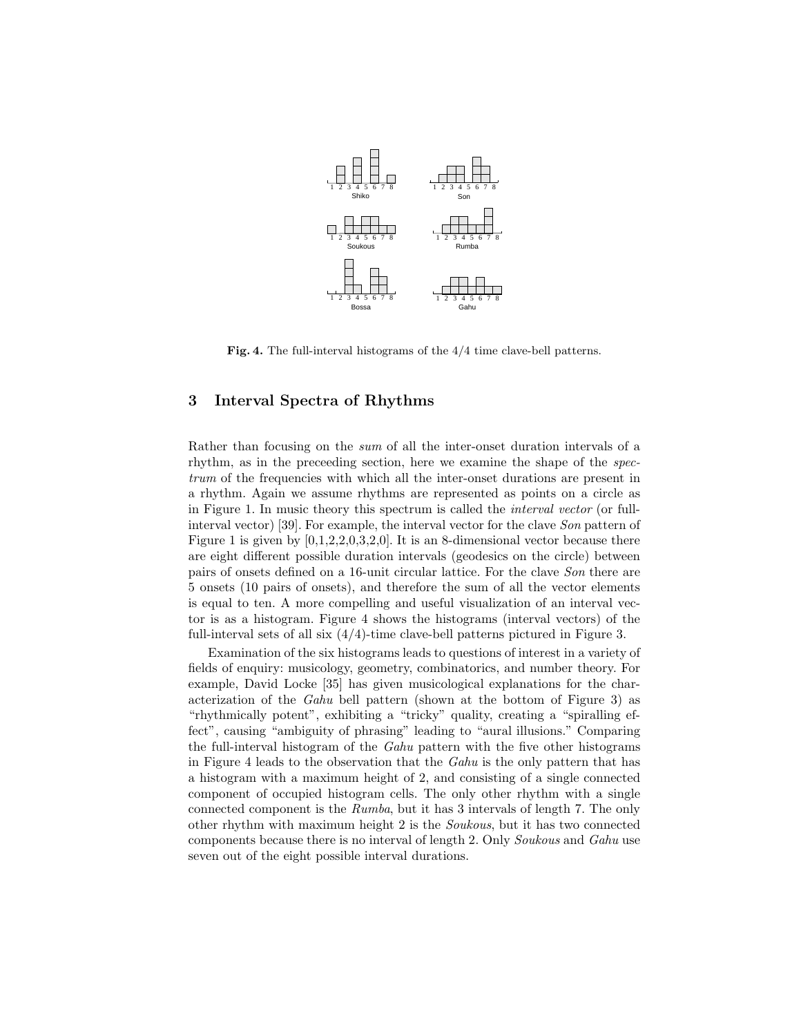**Fig. 4.** The full-interval histograms of the 4/4 time clave-bell patterns.

## 3 Interval Spectra of Rhythms

Rather than focusing on the *sum* of all the inter-onset duration intervals of a rhythm, as in the preceeding section, here we examine the shape of the *spectrum* of the frequencies with which all the inter-onset durations are present in a rhythm. Again we assume rhythms are represented as points on a circle as in Figure 1. In music theory this spectrum is called the *interval vector* (or full-interval vector) [39]. For example, the interval vector for the clave *Son* pattern of Figure 1 is given by [0,1,2,2,0,3,2,0]. It is an 8-dimensional vector because there are eight different possible duration intervals (geodesics on the circle) between pairs of onsets defined on a 16-unit circular lattice. For the clave *Son* there are 5 onsets (10 pairs of onsets), and therefore the sum of all the vector elements is equal to ten. A more compelling and useful visualization of an interval vector is as a histogram. Figure 4 shows the histograms (interval vectors) of the full-interval sets of all six (4/4)-time clave-bell patterns pictured in Figure 3.

Examination of the six histograms leads to questions of interest in a variety of fields of enquiry: musicology, geometry, combinatorics, and number theory. For example, David Locke [35] has given musicological explanations for the characterization of the *Gahu* bell pattern (shown at the bottom of Figure 3) as "rhythmically potent", exhibiting a "tricky" quality, creating a "spiralling effect", causing "ambiguity of phrasing" leading to "aural illusions." Comparing the full-interval histogram of the *Gahu* pattern with the five other histograms in Figure 4 leads to the observation that the *Gahu* is the only pattern that has a histogram with a maximum height of 2, and consisting of a single connected component of occupied histogram cells. The only other rhythm with a single connected component is the *Rumba*, but it has 3 intervals of length 7. The only other rhythm with maximum height 2 is the *Soukous*, but it has two connected components because there is no interval of length 2. Only *Soukous* and *Gahu* use seven out of the eight possible interval durations.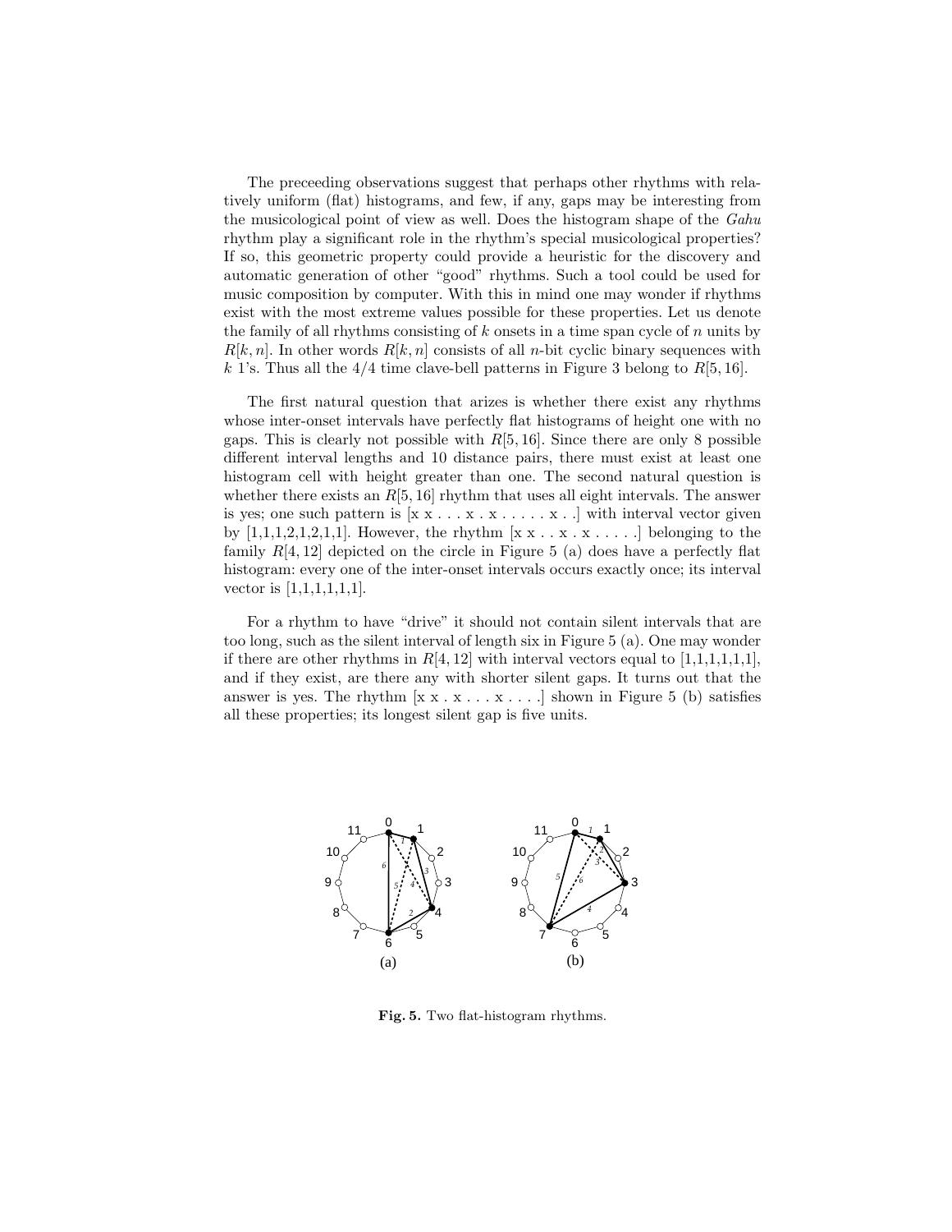The preceeding observations suggest that perhaps other rhythms with relatively uniform (flat) histograms, and few, if any, gaps may be interesting from the musicological point of view as well. Does the histogram shape of the *Gahu* rhythm play a significant role in the rhythm's special musicological properties? If so, this geometric property could provide a heuristic for the discovery and automatic generation of other "good" rhythms. Such a tool could be used for music composition by computer. With this in mind one may wonder if rhythms exist with the most extreme values possible for these properties. Let us denote the family of all rhythms consisting of $k$ onsets in a time span cycle of $n$ units by $R[k, n]$. In other words $R[k, n]$ consists of all $n$-bit cyclic binary sequences with $k$ 1's. Thus all the 4/4 time clave-bell patterns in Figure 3 belong to $R[5, 16]$.

The first natural question that arizes is whether there exist any rhythms whose inter-onset intervals have perfectly flat histograms of height one with no gaps. This is clearly not possible with $R[5, 16]$. Since there are only 8 possible different interval lengths and 10 distance pairs, there must exist at least one histogram cell with height greater than one. The second natural question is whether there exists an $R[5, 16]$ rhythm that uses all eight intervals. The answer is yes; one such pattern is [x x . . . x . x . . . . . x . .] with interval vector given by [1,1,1,2,1,2,1,1]. However, the rhythm [x x . . x . x . . . . .] belonging to the family $R[4, 12]$ depicted on the circle in Figure 5 (a) does have a perfectly flat histogram: every one of the inter-onset intervals occurs exactly once; its interval vector is [1,1,1,1,1,1].

For a rhythm to have "drive" it should not contain silent intervals that are too long, such as the silent interval of length six in Figure 5 (a). One may wonder if there are other rhythms in $R[4, 12]$ with interval vectors equal to [1,1,1,1,1,1], and if they exist, are there any with shorter silent gaps. It turns out that the answer is yes. The rhythm [x x . x . . . x . . . .] shown in Figure 5 (b) satisfies all these properties; its longest silent gap is five units.

**Fig. 5.** Two flat-histogram rhythms.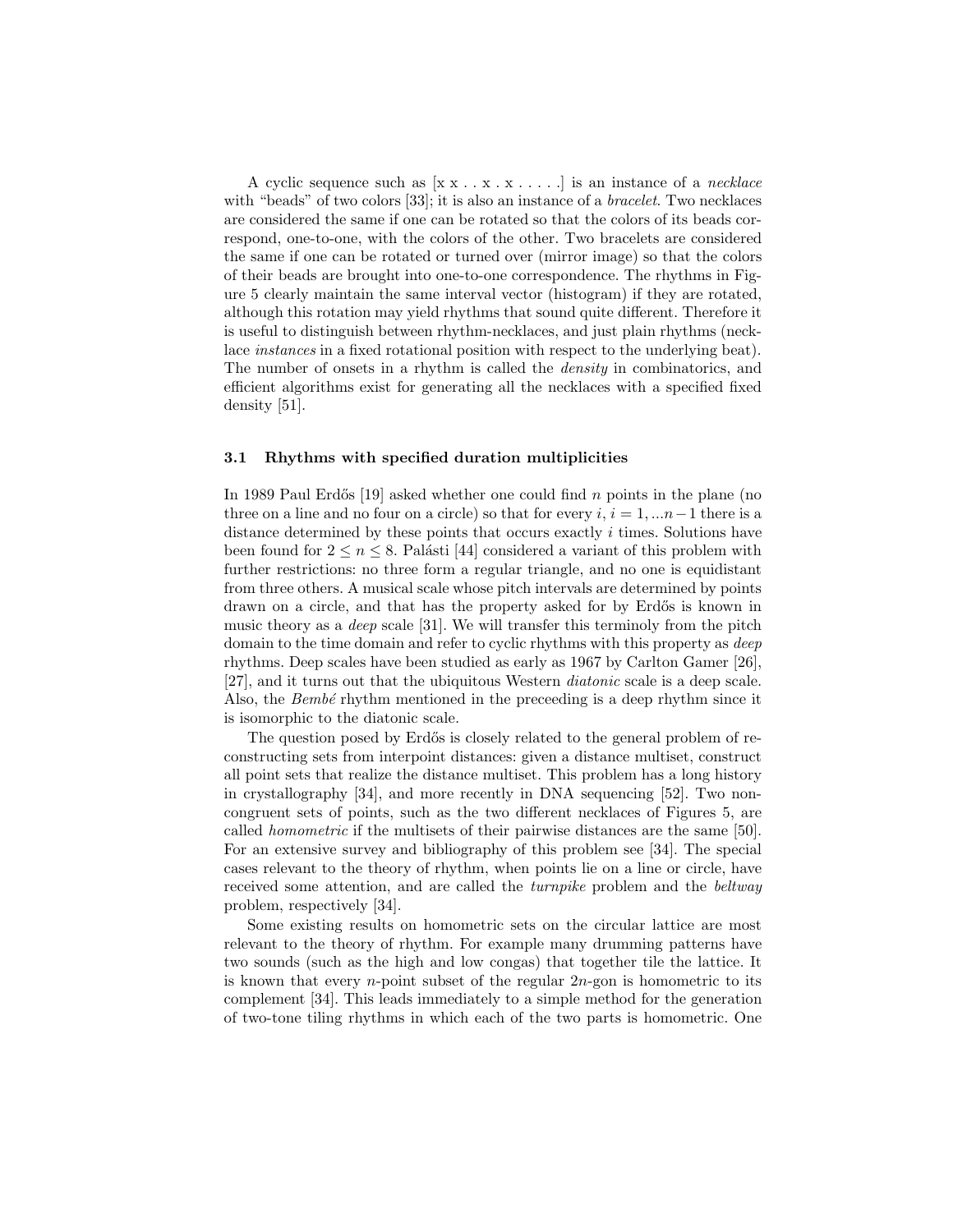A cyclic sequence such as [x x . . x . x . . . . .] is an instance of a *necklace* with "beads" of two colors [33]; it is also an instance of a *bracelet*. Two necklaces are considered the same if one can be rotated so that the colors of its beads correspond, one-to-one, with the colors of the other. Two bracelets are considered the same if one can be rotated or turned over (mirror image) so that the colors of their beads are brought into one-to-one correspondence. The rhythms in Figure 5 clearly maintain the same interval vector (histogram) if they are rotated, although this rotation may yield rhythms that sound quite different. Therefore it is useful to distinguish between rhythm-necklaces, and just plain rhythms (necklace *instances* in a fixed rotational position with respect to the underlying beat). The number of onsets in a rhythm is called the *density* in combinatorics, and efficient algorithms exist for generating all the necklaces with a specified fixed density [51].

### 3.1 Rhythms with specified duration multiplicities

In 1989 Paul Erdős [19] asked whether one could find $n$ points in the plane (no three on a line and no four on a circle) so that for every $i$, $i = 1, ...n-1$ there is a distance determined by these points that occurs exactly $i$ times. Solutions have been found for $2 \leq n \leq 8$. Palásti [44] considered a variant of this problem with further restrictions: no three form a regular triangle, and no one is equidistant from three others. A musical scale whose pitch intervals are determined by points drawn on a circle, and that has the property asked for by Erdős is known in music theory as a *deep* scale [31]. We will transfer this terminoly from the pitch domain to the time domain and refer to cyclic rhythms with this property as *deep* rhythms. Deep scales have been studied as early as 1967 by Carlton Gamer [26], [27], and it turns out that the ubiquitous Western *diatonic* scale is a deep scale. Also, the *Bembé* rhythm mentioned in the preceeding is a deep rhythm since it is isomorphic to the diatonic scale.

The question posed by Erdős is closely related to the general problem of reconstructing sets from interpoint distances: given a distance multiset, construct all point sets that realize the distance multiset. This problem has a long history in crystallography [34], and more recently in DNA sequencing [52]. Two noncongruent sets of points, such as the two different necklaces of Figures 5, are called *homometric* if the multisets of their pairwise distances are the same [50]. For an extensive survey and bibliography of this problem see [34]. The special cases relevant to the theory of rhythm, when points lie on a line or circle, have received some attention, and are called the *turnpike* problem and the *beltway* problem, respectively [34].

Some existing results on homometric sets on the circular lattice are most relevant to the theory of rhythm. For example many drumming patterns have two sounds (such as the high and low congas) that together tile the lattice. It is known that every $n$-point subset of the regular $2n$-gon is homometric to its complement [34]. This leads immediately to a simple method for the generation of two-tone tiling rhythms in which each of the two parts is homometric. One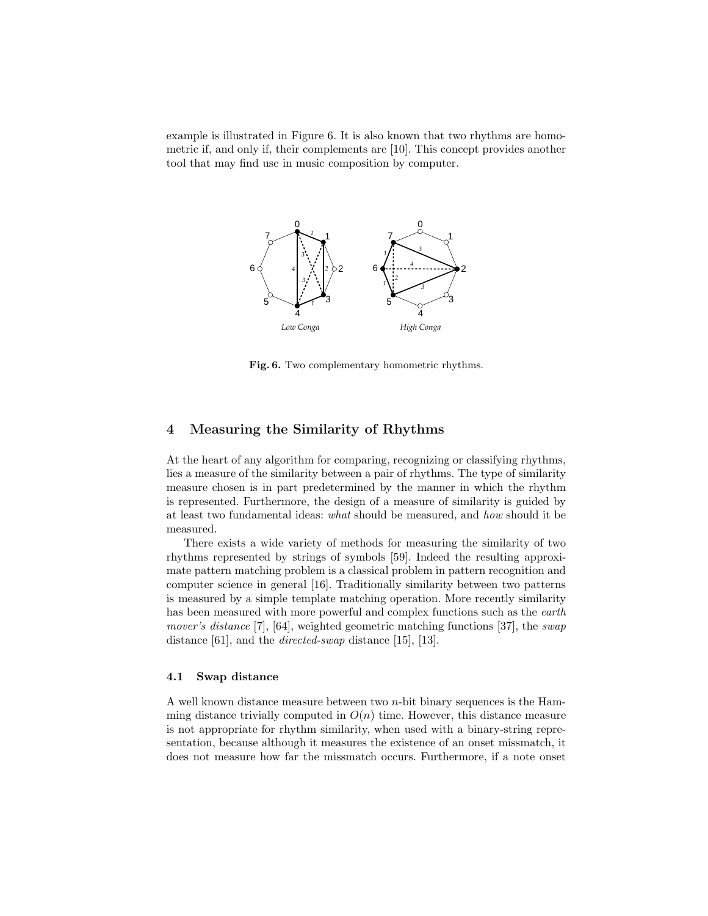example is illustrated in Figure 6. It is also known that two rhythms are homometric if, and only if, their complements are [10]. This concept provides another tool that may find use in music composition by computer.

**Fig. 6.** Two complementary homometric rhythms.

## 4 Measuring the Similarity of Rhythms

At the heart of any algorithm for comparing, recognizing or classifying rhythms, lies a measure of the similarity between a pair of rhythms. The type of similarity measure chosen is in part predetermined by the manner in which the rhythm is represented. Furthermore, the design of a measure of similarity is guided by at least two fundamental ideas: *what* should be measured, and *how* should it be measured.

There exists a wide variety of methods for measuring the similarity of two rhythms represented by strings of symbols [59]. Indeed the resulting approximate pattern matching problem is a classical problem in pattern recognition and computer science in general [16]. Traditionally similarity between two patterns is measured by a simple template matching operation. More recently similarity has been measured with more powerful and complex functions such as the *earth mover's distance* [7], [64], weighted geometric matching functions [37], the *swap* distance [61], and the *directed-swap* distance [15], [13].

### 4.1 Swap distance

A well known distance measure between two $n$-bit binary sequences is the Hamming distance trivially computed in $O(n)$ time. However, this distance measure is not appropriate for rhythm similarity, when used with a binary-string representation, because although it measures the existence of an onset missmatch, it does not measure how far the missmatch occurs. Furthermore, if a note onset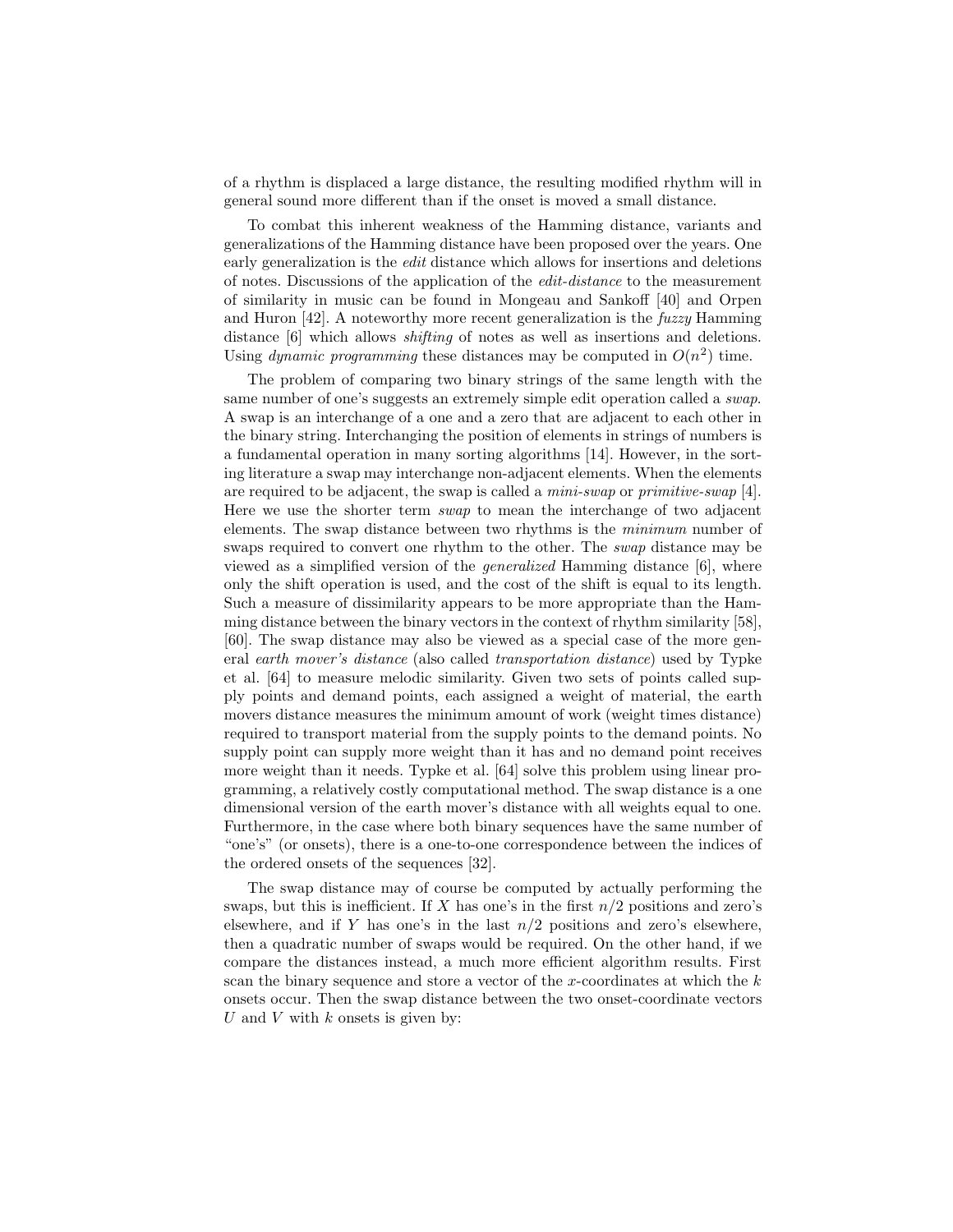of a rhythm is displaced a large distance, the resulting modified rhythm will in general sound more different than if the onset is moved a small distance.

To combat this inherent weakness of the Hamming distance, variants and generalizations of the Hamming distance have been proposed over the years. One early generalization is the *edit* distance which allows for insertions and deletions of notes. Discussions of the application of the *edit-distance* to the measurement of similarity in music can be found in Mongeau and Sankoff [40] and Orpen and Huron [42]. A noteworthy more recent generalization is the *fuzzy* Hamming distance [6] which allows *shifting* of notes as well as insertions and deletions. Using *dynamic programming* these distances may be computed in $O(n^2)$ time.

The problem of comparing two binary strings of the same length with the same number of one's suggests an extremely simple edit operation called a *swap*. A swap is an interchange of a one and a zero that are adjacent to each other in the binary string. Interchanging the position of elements in strings of numbers is a fundamental operation in many sorting algorithms [14]. However, in the sorting literature a swap may interchange non-adjacent elements. When the elements are required to be adjacent, the swap is called a *mini-swap* or *primitive-swap* [4]. Here we use the shorter term *swap* to mean the interchange of two adjacent elements. The swap distance between two rhythms is the *minimum* number of swaps required to convert one rhythm to the other. The *swap* distance may be viewed as a simplified version of the *generalized* Hamming distance [6], where only the shift operation is used, and the cost of the shift is equal to its length. Such a measure of dissimilarity appears to be more appropriate than the Hamming distance between the binary vectors in the context of rhythm similarity [58], [60]. The swap distance may also be viewed as a special case of the more general *earth mover's distance* (also called *transportation distance*) used by Typke et al. [64] to measure melodic similarity. Given two sets of points called supply points and demand points, each assigned a weight of material, the earth movers distance measures the minimum amount of work (weight times distance) required to transport material from the supply points to the demand points. No supply point can supply more weight than it has and no demand point receives more weight than it needs. Typke et al. [64] solve this problem using linear programming, a relatively costly computational method. The swap distance is a one dimensional version of the earth mover's distance with all weights equal to one. Furthermore, in the case where both binary sequences have the same number of "one's" (or onsets), there is a one-to-one correspondence between the indices of the ordered onsets of the sequences [32].

The swap distance may of course be computed by actually performing the swaps, but this is inefficient. If $X$ has one's in the first $n/2$ positions and zero's elsewhere, and if $Y$ has one's in the last $n/2$ positions and zero's elsewhere, then a quadratic number of swaps would be required. On the other hand, if we compare the distances instead, a much more efficient algorithm results. First scan the binary sequence and store a vector of the $x$-coordinates at which the $k$ onsets occur. Then the swap distance between the two onset-coordinate vectors $U$ and $V$ with $k$ onsets is given by: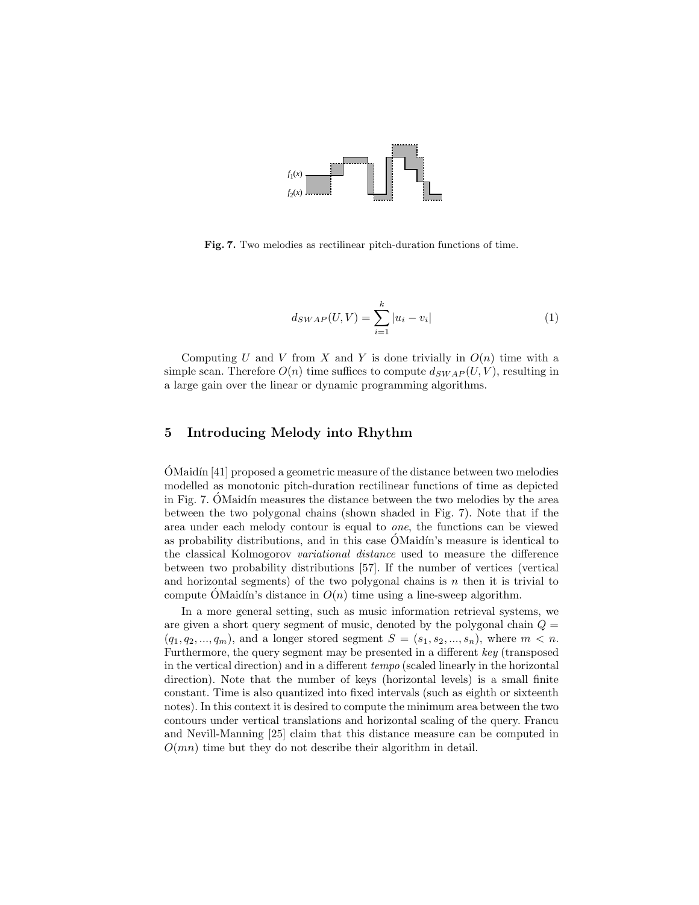**Fig. 7.** Two melodies as rectilinear pitch-duration functions of time.

$$d_{SWAP}(U, V) = \sum_{i=1}^{k} |u_i - v_i| \tag{1}$$

Computing $U$ and $V$ from $X$ and $Y$ is done trivially in $O(n)$ time with a simple scan. Therefore $O(n)$ time suffices to compute $d_{SWAP}(U, V)$, resulting in a large gain over the linear or dynamic programming algorithms.

## 5 Introducing Melody into Rhythm

ÓMaidín [41] proposed a geometric measure of the distance between two melodies modelled as monotonic pitch-duration rectilinear functions of time as depicted in Fig. 7. ÓMaidín measures the distance between the two melodies by the area between the two polygonal chains (shown shaded in Fig. 7). Note that if the area under each melody contour is equal to *one*, the functions can be viewed as probability distributions, and in this case ÓMaidín's measure is identical to the classical Kolmogorov *variational distance* used to measure the difference between two probability distributions [57]. If the number of vertices (vertical and horizontal segments) of the two polygonal chains is $n$ then it is trivial to compute ÓMaidín's distance in $O(n)$ time using a line-sweep algorithm.

In a more general setting, such as music information retrieval systems, we are given a short query segment of music, denoted by the polygonal chain $Q = (q_1, q_2, ..., q_m)$, and a longer stored segment $S = (s_1, s_2, ..., s_n)$, where $m < n$. Furthermore, the query segment may be presented in a different *key* (transposed in the vertical direction) and in a different *tempo* (scaled linearly in the horizontal direction). Note that the number of keys (horizontal levels) is a small finite constant. Time is also quantized into fixed intervals (such as eighth or sixteenth notes). In this context it is desired to compute the minimum area between the two contours under vertical translations and horizontal scaling of the query. Francu and Nevill-Manning [25] claim that this distance measure can be computed in $O(mn)$ time but they do not describe their algorithm in detail.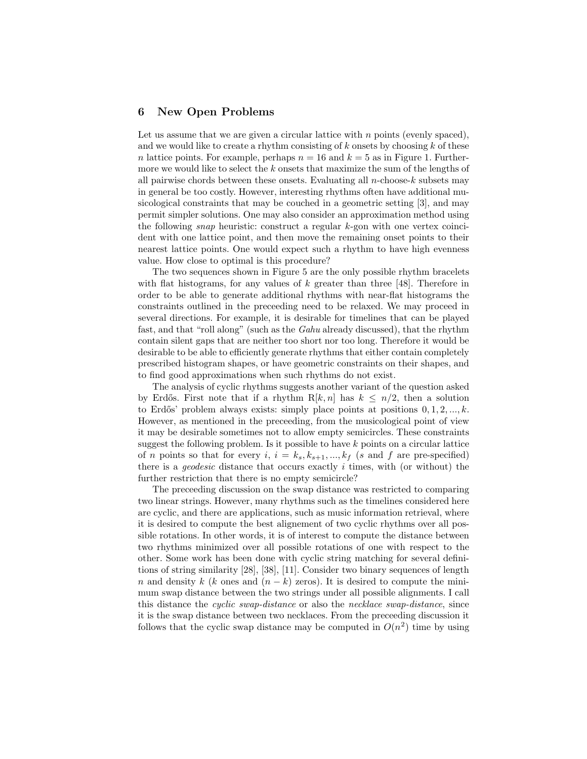## 6 New Open Problems

Let us assume that we are given a circular lattice with $n$ points (evenly spaced), and we would like to create a rhythm consisting of $k$ onsets by choosing $k$ of these $n$ lattice points. For example, perhaps $n = 16$ and $k = 5$ as in Figure 1. Furthermore we would like to select the $k$ onsets that maximize the sum of the lengths of all pairwise chords between these onsets. Evaluating all $n$-choose-$k$ subsets may in general be too costly. However, interesting rhythms often have additional musicological constraints that may be couched in a geometric setting [3], and may permit simpler solutions. One may also consider an approximation method using the following *snap* heuristic: construct a regular $k$-gon with one vertex coincident with one lattice point, and then move the remaining onset points to their nearest lattice points. One would expect such a rhythm to have high evenness value. How close to optimal is this procedure?

The two sequences shown in Figure 5 are the only possible rhythm bracelets with flat histograms, for any values of $k$ greater than three [48]. Therefore in order to be able to generate additional rhythms with near-flat histograms the constraints outlined in the preceeding need to be relaxed. We may proceed in several directions. For example, it is desirable for timelines that can be played fast, and that "roll along" (such as the *Gahu* already discussed), that the rhythm contain silent gaps that are neither too short nor too long. Therefore it would be desirable to be able to efficiently generate rhythms that either contain completely prescribed histogram shapes, or have geometric constraints on their shapes, and to find good approximations when such rhythms do not exist.

The analysis of cyclic rhythms suggests another variant of the question asked by Erdős. First note that if a rhythm R$[k, n]$ has $k \leq n/2$, then a solution to Erdős' problem always exists: simply place points at positions $0, 1, 2, ..., k$. However, as mentioned in the preceeding, from the musicological point of view it may be desirable sometimes not to allow empty semicircles. These constraints suggest the following problem. Is it possible to have $k$ points on a circular lattice of $n$ points so that for every $i$, $i = k_s, k_{s+1}, ..., k_f$ ($s$ and $f$ are pre-specified) there is a *geodesic* distance that occurs exactly $i$ times, with (or without) the further restriction that there is no empty semicircle?

The preceeding discussion on the swap distance was restricted to comparing two linear strings. However, many rhythms such as the timelines considered here are cyclic, and there are applications, such as music information retrieval, where it is desired to compute the best alignement of two cyclic rhythms over all possible rotations. In other words, it is of interest to compute the distance between two rhythms minimized over all possible rotations of one with respect to the other. Some work has been done with cyclic string matching for several definitions of string similarity [28], [38], [11]. Consider two binary sequences of length $n$ and density $k$ ($k$ ones and $(n - k)$ zeros). It is desired to compute the minimum swap distance between the two strings under all possible alignments. I call this distance the *cyclic swap-distance* or also the *necklace swap-distance*, since it is the swap distance between two necklaces. From the preceeding discussion it follows that the cyclic swap distance may be computed in $O(n^2)$ time by using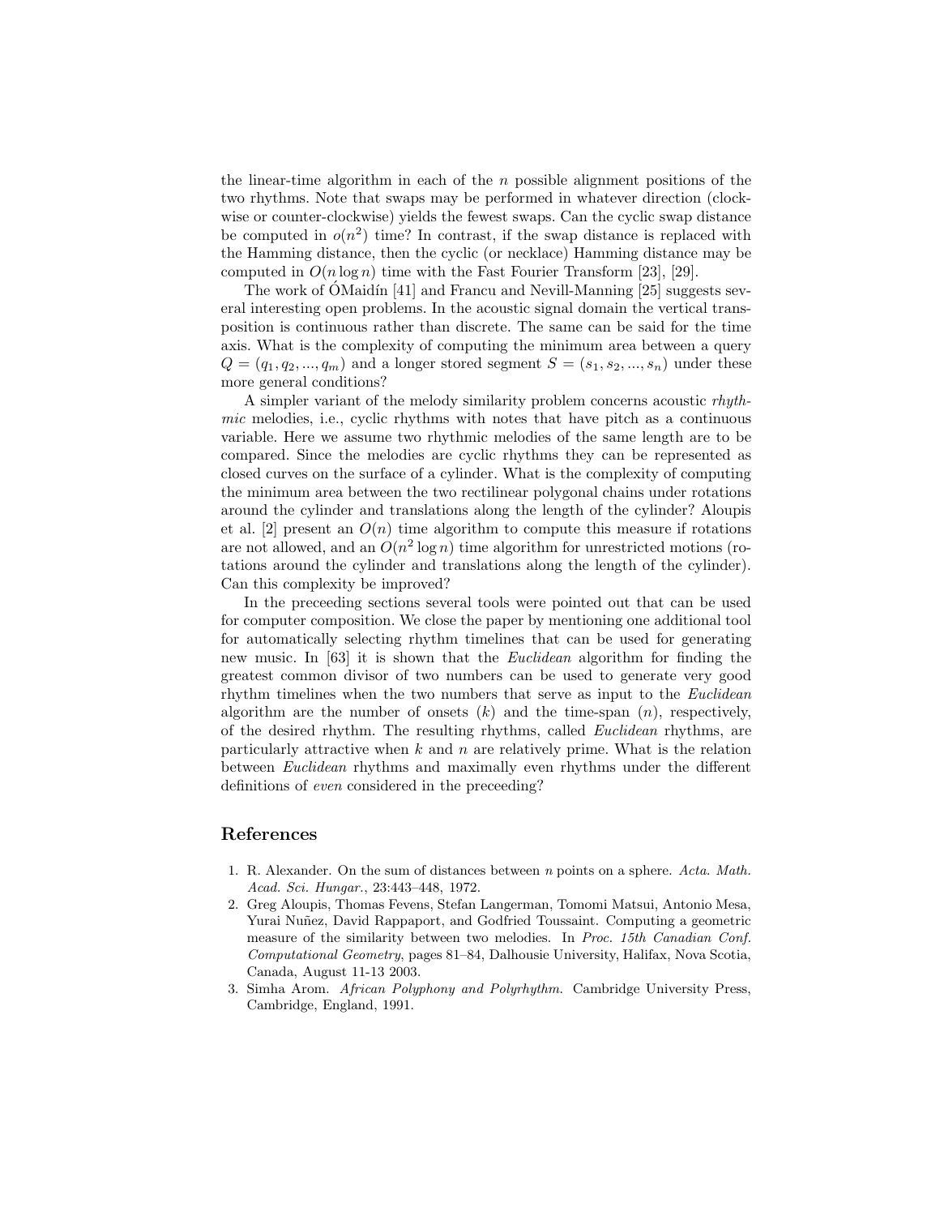the linear-time algorithm in each of the $n$ possible alignment positions of the two rhythms. Note that swaps may be performed in whatever direction (clockwise or counter-clockwise) yields the fewest swaps. Can the cyclic swap distance be computed in $o(n^2)$ time? In contrast, if the swap distance is replaced with the Hamming distance, then the cyclic (or necklace) Hamming distance may be computed in $O(n \log n)$ time with the Fast Fourier Transform [23], [29].

The work of ÓMaidín [41] and Francu and Nevill-Manning [25] suggests several interesting open problems. In the acoustic signal domain the vertical transposition is continuous rather than discrete. The same can be said for the time axis. What is the complexity of computing the minimum area between a query $Q = (q_1, q_2, ..., q_m)$ and a longer stored segment $S = (s_1, s_2, ..., s_n)$ under these more general conditions?

A simpler variant of the melody similarity problem concerns acoustic *rhythmic* melodies, i.e., cyclic rhythms with notes that have pitch as a continuous variable. Here we assume two rhythmic melodies of the same length are to be compared. Since the melodies are cyclic rhythms they can be represented as closed curves on the surface of a cylinder. What is the complexity of computing the minimum area between the two rectilinear polygonal chains under rotations around the cylinder and translations along the length of the cylinder? Aloupis et al. [2] present an $O(n)$ time algorithm to compute this measure if rotations are not allowed, and an $O(n^2 \log n)$ time algorithm for unrestricted motions (rotations around the cylinder and translations along the length of the cylinder). Can this complexity be improved?

In the preceeding sections several tools were pointed out that can be used for computer composition. We close the paper by mentioning one additional tool for automatically selecting rhythm timelines that can be used for generating new music. In [63] it is shown that the *Euclidean* algorithm for finding the greatest common divisor of two numbers can be used to generate very good rhythm timelines when the two numbers that serve as input to the *Euclidean* algorithm are the number of onsets ($k$) and the time-span ($n$), respectively, of the desired rhythm. The resulting rhythms, called *Euclidean* rhythms, are particularly attractive when $k$ and $n$ are relatively prime. What is the relation between *Euclidean* rhythms and maximally even rhythms under the different definitions of *even* considered in the preceeding?

## References

1. R. Alexander. On the sum of distances between $n$ points on a sphere. *Acta. Math. Acad. Sci. Hungar.*, 23:443–448, 1972.
2. Greg Aloupis, Thomas Fevens, Stefan Langerman, Tomomi Matsui, Antonio Mesa, Yurai Nuñez, David Rappaport, and Godfried Toussaint. Computing a geometric measure of the similarity between two melodies. In *Proc. 15th Canadian Conf. Computational Geometry*, pages 81–84, Dalhousie University, Halifax, Nova Scotia, Canada, August 11-13 2003.
3. Simha Arom. *African Polyphony and Polyrhythm*. Cambridge University Press, Cambridge, England, 1991.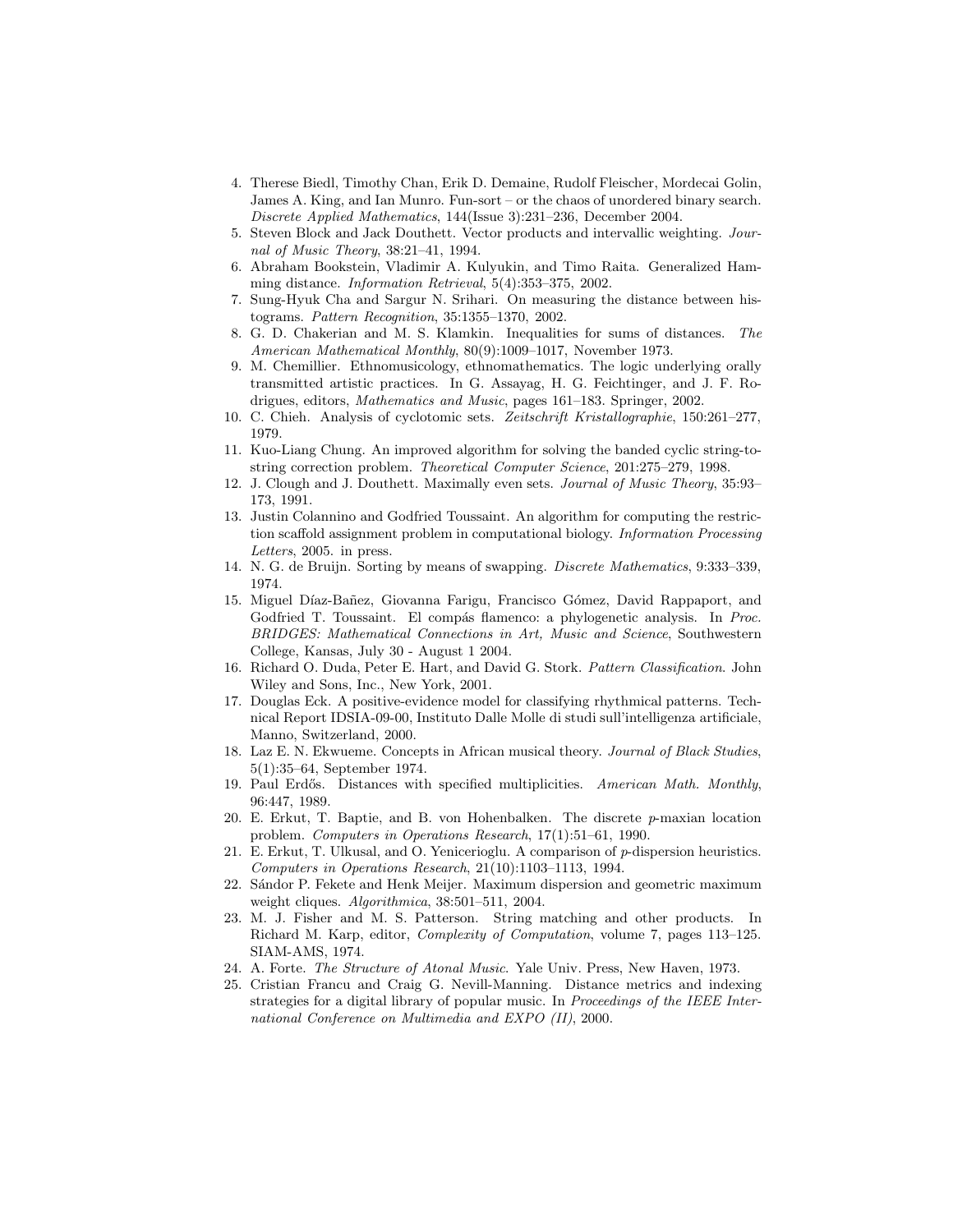4. Therese Biedl, Timothy Chan, Erik D. Demaine, Rudolf Fleischer, Mordecai Golin, James A. King, and Ian Munro. Fun-sort – or the chaos of unordered binary search. *Discrete Applied Mathematics*, 144(Issue 3):231–236, December 2004.
5. Steven Block and Jack Douthett. Vector products and intervallic weighting. *Journal of Music Theory*, 38:21–41, 1994.
6. Abraham Bookstein, Vladimir A. Kulyukin, and Timo Raita. Generalized Hamming distance. *Information Retrieval*, 5(4):353–375, 2002.
7. Sung-Hyuk Cha and Sargur N. Srihari. On measuring the distance between histograms. *Pattern Recognition*, 35:1355–1370, 2002.
8. G. D. Chakerian and M. S. Klamkin. Inequalities for sums of distances. *The American Mathematical Monthly*, 80(9):1009–1017, November 1973.
9. M. Chemillier. Ethnomusicology, ethnomathematics. The logic underlying orally transmitted artistic practices. In G. Assayag, H. G. Feichtinger, and J. F. Rodrigues, editors, *Mathematics and Music*, pages 161–183. Springer, 2002.
10. C. Chieh. Analysis of cyclotomic sets. *Zeitschrift Kristallographie*, 150:261–277, 1979.
11. Kuo-Liang Chung. An improved algorithm for solving the banded cyclic string-to-string correction problem. *Theoretical Computer Science*, 201:275–279, 1998.
12. J. Clough and J. Douthett. Maximally even sets. *Journal of Music Theory*, 35:93–173, 1991.
13. Justin Colannino and Godfried Toussaint. An algorithm for computing the restriction scaffold assignment problem in computational biology. *Information Processing Letters*, 2005. in press.
14. N. G. de Bruijn. Sorting by means of swapping. *Discrete Mathematics*, 9:333–339, 1974.
15. Miguel Díaz-Bañez, Giovanna Farigu, Francisco Gómez, David Rappaport, and Godfried T. Toussaint. El compás flamenco: a phylogenetic analysis. In *Proc. BRIDGES: Mathematical Connections in Art, Music and Science*, Southwestern College, Kansas, July 30 - August 1 2004.
16. Richard O. Duda, Peter E. Hart, and David G. Stork. *Pattern Classification*. John Wiley and Sons, Inc., New York, 2001.
17. Douglas Eck. A positive-evidence model for classifying rhythmical patterns. Technical Report IDSIA-09-00, Instituto Dalle Molle di studi sull'intelligenza artificiale, Manno, Switzerland, 2000.
18. Laz E. N. Ekwueme. Concepts in African musical theory. *Journal of Black Studies*, 5(1):35–64, September 1974.
19. Paul Erdős. Distances with specified multiplicities. *American Math. Monthly*, 96:447, 1989.
20. E. Erkut, T. Baptie, and B. von Hohenbalken. The discrete $p$-maxian location problem. *Computers in Operations Research*, 17(1):51–61, 1990.
21. E. Erkut, T. Ulkusal, and O. Yenicerioglu. A comparison of $p$-dispersion heuristics. *Computers in Operations Research*, 21(10):1103–1113, 1994.
22. Sándor P. Fekete and Henk Meijer. Maximum dispersion and geometric maximum weight cliques. *Algorithmica*, 38:501–511, 2004.
23. M. J. Fisher and M. S. Patterson. String matching and other products. In Richard M. Karp, editor, *Complexity of Computation*, volume 7, pages 113–125. SIAM-AMS, 1974.
24. A. Forte. *The Structure of Atonal Music*. Yale Univ. Press, New Haven, 1973.
25. Cristian Francu and Craig G. Nevill-Manning. Distance metrics and indexing strategies for a digital library of popular music. In *Proceedings of the IEEE International Conference on Multimedia and EXPO (II)*, 2000.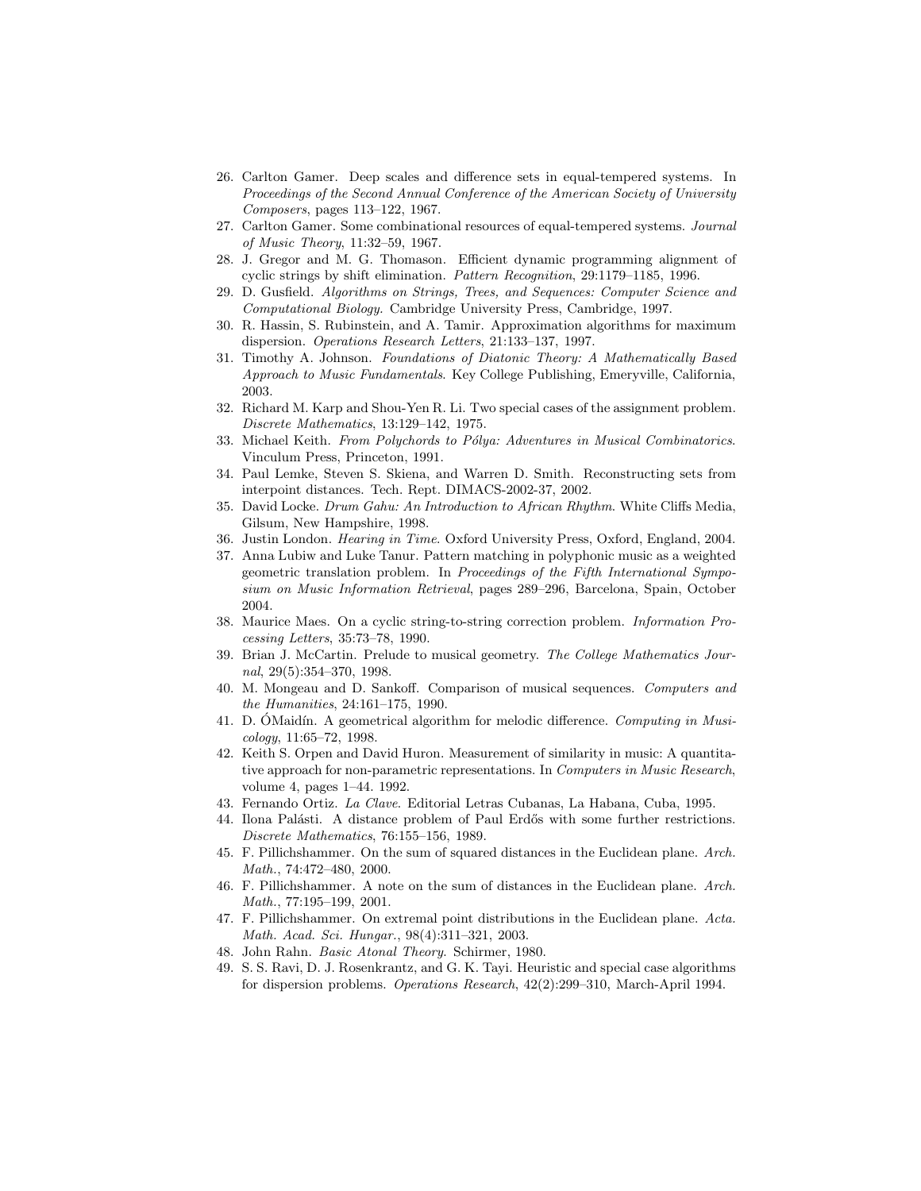26. Carlton Gamer. Deep scales and difference sets in equal-tempered systems. In *Proceedings of the Second Annual Conference of the American Society of University Composers*, pages 113–122, 1967.
27. Carlton Gamer. Some combinational resources of equal-tempered systems. *Journal of Music Theory*, 11:32–59, 1967.
28. J. Gregor and M. G. Thomason. Efficient dynamic programming alignment of cyclic strings by shift elimination. *Pattern Recognition*, 29:1179–1185, 1996.
29. D. Gusfield. *Algorithms on Strings, Trees, and Sequences: Computer Science and Computational Biology.* Cambridge University Press, Cambridge, 1997.
30. R. Hassin, S. Rubinstein, and A. Tamir. Approximation algorithms for maximum dispersion. *Operations Research Letters*, 21:133–137, 1997.
31. Timothy A. Johnson. *Foundations of Diatonic Theory: A Mathematically Based Approach to Music Fundamentals*. Key College Publishing, Emeryville, California, 2003.
32. Richard M. Karp and Shou-Yen R. Li. Two special cases of the assignment problem. *Discrete Mathematics*, 13:129–142, 1975.
33. Michael Keith. *From Polychords to Pólya: Adventures in Musical Combinatorics*. Vinculum Press, Princeton, 1991.
34. Paul Lemke, Steven S. Skiena, and Warren D. Smith. Reconstructing sets from interpoint distances. Tech. Rept. DIMACS-2002-37, 2002.
35. David Locke. *Drum Gahu: An Introduction to African Rhythm*. White Cliffs Media, Gilsum, New Hampshire, 1998.
36. Justin London. *Hearing in Time*. Oxford University Press, Oxford, England, 2004.
37. Anna Lubiw and Luke Tanur. Pattern matching in polyphonic music as a weighted geometric translation problem. In *Proceedings of the Fifth International Symposium on Music Information Retrieval*, pages 289–296, Barcelona, Spain, October 2004.
38. Maurice Maes. On a cyclic string-to-string correction problem. *Information Processing Letters*, 35:73–78, 1990.
39. Brian J. McCartin. Prelude to musical geometry. *The College Mathematics Journal*, 29(5):354–370, 1998.
40. M. Mongeau and D. Sankoff. Comparison of musical sequences. *Computers and the Humanities*, 24:161–175, 1990.
41. D. ÓMaidín. A geometrical algorithm for melodic difference. *Computing in Musicology*, 11:65–72, 1998.
42. Keith S. Orpen and David Huron. Measurement of similarity in music: A quantitative approach for non-parametric representations. In *Computers in Music Research*, volume 4, pages 1–44. 1992.
43. Fernando Ortiz. *La Clave*. Editorial Letras Cubanas, La Habana, Cuba, 1995.
44. Ilona Palásti. A distance problem of Paul Erdős with some further restrictions. *Discrete Mathematics*, 76:155–156, 1989.
45. F. Pillichshammer. On the sum of squared distances in the Euclidean plane. *Arch. Math.*, 74:472–480, 2000.
46. F. Pillichshammer. A note on the sum of distances in the Euclidean plane. *Arch. Math.*, 77:195–199, 2001.
47. F. Pillichshammer. On extremal point distributions in the Euclidean plane. *Acta. Math. Acad. Sci. Hungar.*, 98(4):311–321, 2003.
48. John Rahn. *Basic Atonal Theory.* Schirmer, 1980.
49. S. S. Ravi, D. J. Rosenkrantz, and G. K. Tayi. Heuristic and special case algorithms for dispersion problems. *Operations Research*, 42(2):299–310, March-April 1994.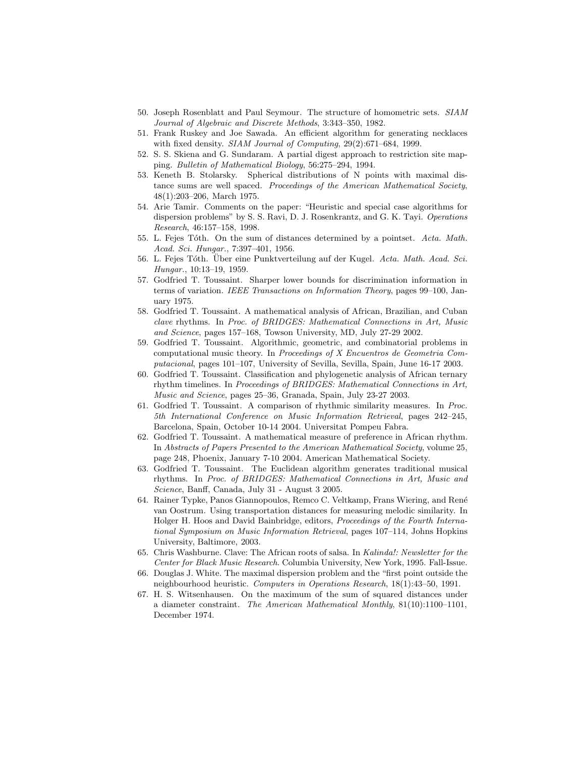50. Joseph Rosenblatt and Paul Seymour. The structure of homometric sets. *SIAM Journal of Algebraic and Discrete Methods*, 3:343–350, 1982.
51. Frank Ruskey and Joe Sawada. An efficient algorithm for generating necklaces with fixed density. *SIAM Journal of Computing*, 29(2):671–684, 1999.
52. S. S. Skiena and G. Sundaram. A partial digest approach to restriction site mapping. *Bulletin of Mathematical Biology*, 56:275–294, 1994.
53. Keneth B. Stolarsky. Spherical distributions of N points with maximal distance sums are well spaced. *Proceedings of the American Mathematical Society*, 48(1):203–206, March 1975.
54. Arie Tamir. Comments on the paper: "Heuristic and special case algorithms for dispersion problems" by S. S. Ravi, D. J. Rosenkrantz, and G. K. Tayi. *Operations Research*, 46:157–158, 1998.
55. L. Fejes Tóth. On the sum of distances determined by a pointset. *Acta. Math. Acad. Sci. Hungar.*, 7:397–401, 1956.
56. L. Fejes Tóth. Über eine Punktverteilung auf der Kugel. *Acta. Math. Acad. Sci. Hungar.*, 10:13–19, 1959.
57. Godfried T. Toussaint. Sharper lower bounds for discrimination information in terms of variation. *IEEE Transactions on Information Theory*, pages 99–100, January 1975.
58. Godfried T. Toussaint. A mathematical analysis of African, Brazilian, and Cuban *clave* rhythms. In *Proc. of BRIDGES: Mathematical Connections in Art, Music and Science*, pages 157–168, Towson University, MD, July 27-29 2002.
59. Godfried T. Toussaint. Algorithmic, geometric, and combinatorial problems in computational music theory. In *Proceedings of X Encuentros de Geometria Computacional*, pages 101–107, University of Sevilla, Sevilla, Spain, June 16-17 2003.
60. Godfried T. Toussaint. Classification and phylogenetic analysis of African ternary rhythm timelines. In *Proceedings of BRIDGES: Mathematical Connections in Art, Music and Science*, pages 25–36, Granada, Spain, July 23-27 2003.
61. Godfried T. Toussaint. A comparison of rhythmic similarity measures. In *Proc. 5th International Conference on Music Information Retrieval*, pages 242–245, Barcelona, Spain, October 10-14 2004. Universitat Pompeu Fabra.
62. Godfried T. Toussaint. A mathematical measure of preference in African rhythm. In *Abstracts of Papers Presented to the American Mathematical Society*, volume 25, page 248, Phoenix, January 7-10 2004. American Mathematical Society.
63. Godfried T. Toussaint. The Euclidean algorithm generates traditional musical rhythms. In *Proc. of BRIDGES: Mathematical Connections in Art, Music and Science*, Banff, Canada, July 31 - August 3 2005.
64. Rainer Typke, Panos Giannopoulos, Remco C. Veltkamp, Frans Wiering, and René van Oostrum. Using transportation distances for measuring melodic similarity. In Holger H. Hoos and David Bainbridge, editors, *Proceedings of the Fourth International Symposium on Music Information Retrieval*, pages 107–114, Johns Hopkins University, Baltimore, 2003.
65. Chris Washburne. Clave: The African roots of salsa. In *Kalinda!: Newsletter for the Center for Black Music Research*. Columbia University, New York, 1995. Fall-Issue.
66. Douglas J. White. The maximal dispersion problem and the "first point outside the neighbourhood heuristic. *Computers in Operations Research*, 18(1):43–50, 1991.
67. H. S. Witsenhausen. On the maximum of the sum of squared distances under a diameter constraint. *The American Mathematical Monthly*, 81(10):1100–1101, December 1974.